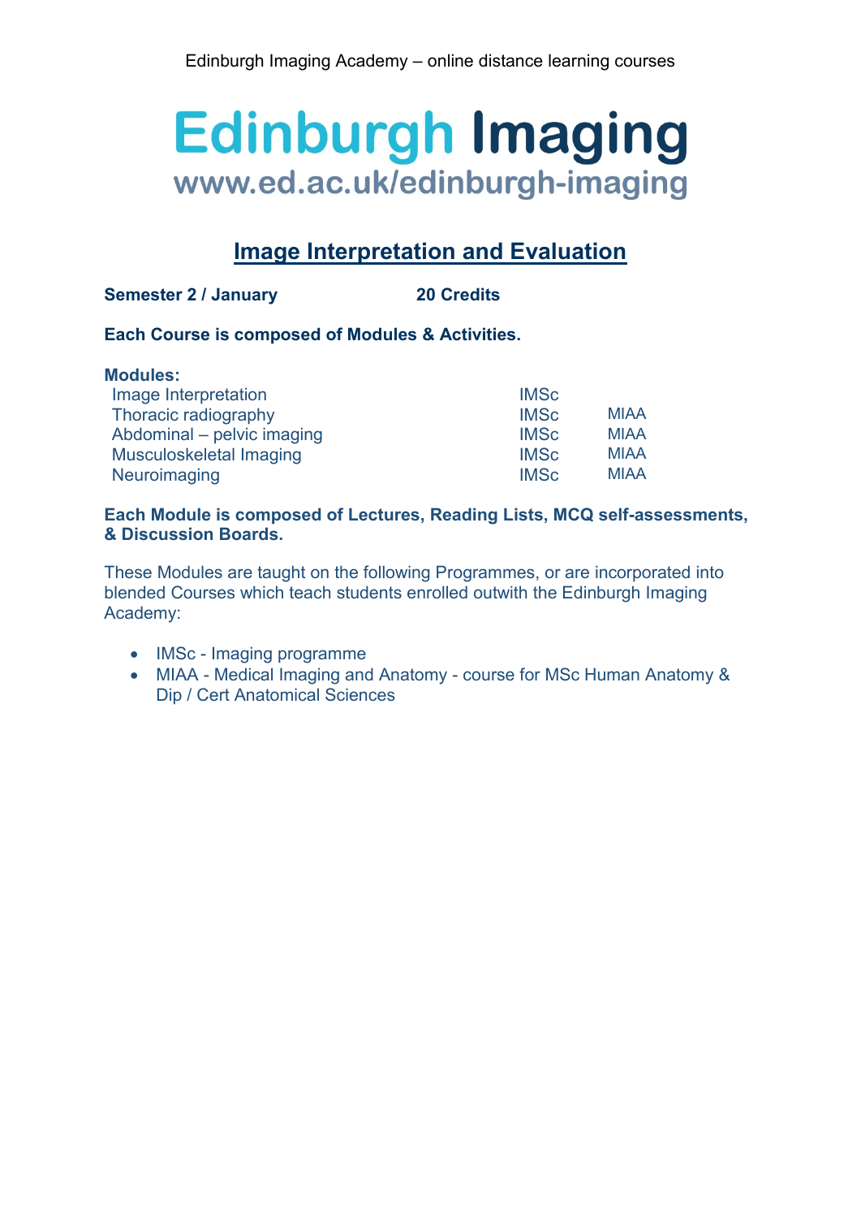Edinburgh Imaging Academy – online distance learning courses

# Edinburgh Imaging
www.ed.ac.uk/edinburgh-imaging

## Image Interpretation and Evaluation

**Semester 2 / January** **20 Credits**

**Each Course is composed of Modules & Activities.**

**Modules:**

| | | |
|---|---|---|
| Image Interpretation | IMSc | |
| Thoracic radiography | IMSc | MIAA |
| Abdominal – pelvic imaging | IMSc | MIAA |
| Musculoskeletal Imaging | IMSc | MIAA |
| Neuroimaging | IMSc | MIAA |

**Each Module is composed of Lectures, Reading Lists, MCQ self-assessments, & Discussion Boards.**

These Modules are taught on the following Programmes, or are incorporated into blended Courses which teach students enrolled outwith the Edinburgh Imaging Academy:

- IMSc - Imaging programme
- MIAA - Medical Imaging and Anatomy - course for MSc Human Anatomy & Dip / Cert Anatomical Sciences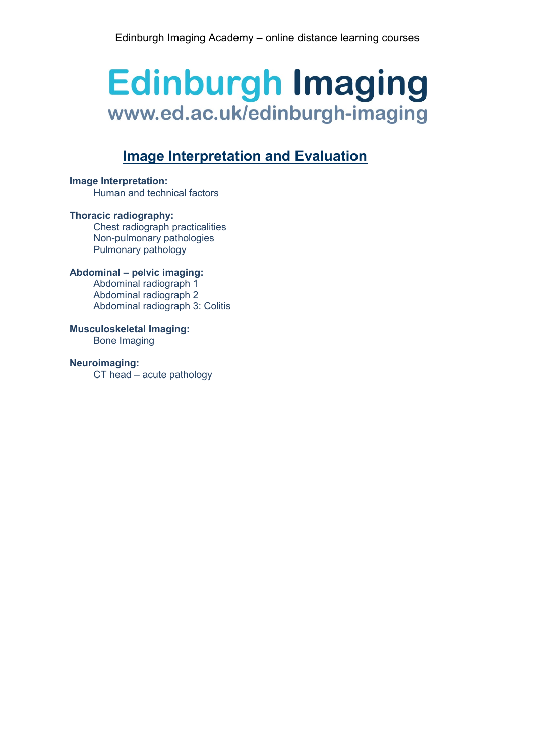Edinburgh Imaging Academy – online distance learning courses

# Edinburgh Imaging
www.ed.ac.uk/edinburgh-imaging

## Image Interpretation and Evaluation

**Image Interpretation:**
- Human and technical factors

**Thoracic radiography:**
- Chest radiograph practicalities
- Non-pulmonary pathologies
- Pulmonary pathology

**Abdominal – pelvic imaging:**
- Abdominal radiograph 1
- Abdominal radiograph 2
- Abdominal radiograph 3: Colitis

**Musculoskeletal Imaging:**
- Bone Imaging

**Neuroimaging:**
- CT head – acute pathology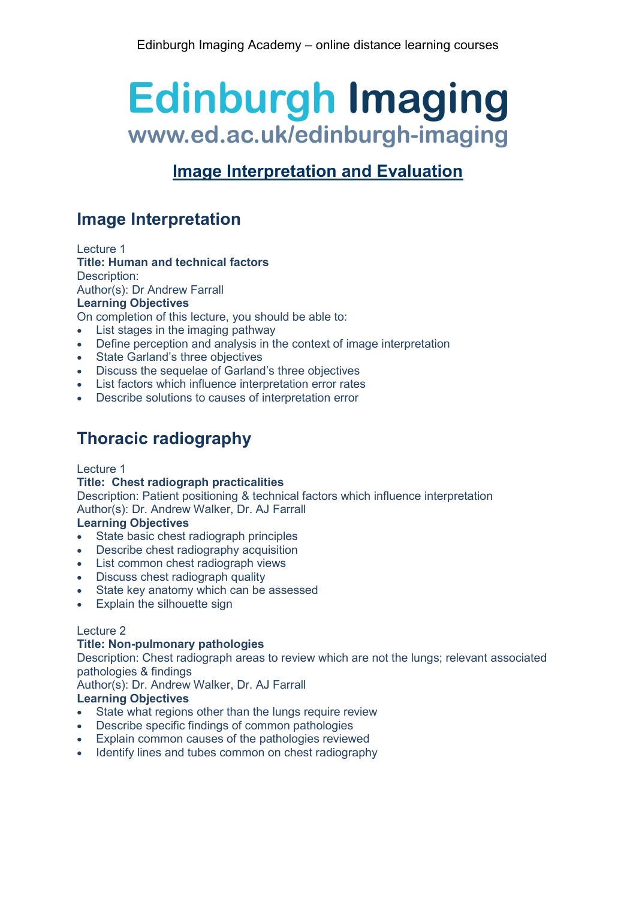Edinburgh Imaging Academy – online distance learning courses

# Edinburgh Imaging
www.ed.ac.uk/edinburgh-imaging

## Image Interpretation and Evaluation

## Image Interpretation

Lecture 1
**Title: Human and technical factors**
Description:
Author(s): Dr Andrew Farrall
**Learning Objectives**
On completion of this lecture, you should be able to:

- List stages in the imaging pathway
- Define perception and analysis in the context of image interpretation
- State Garland's three objectives
- Discuss the sequelae of Garland's three objectives
- List factors which influence interpretation error rates
- Describe solutions to causes of interpretation error

## Thoracic radiography

Lecture 1
**Title: Chest radiograph practicalities**
Description: Patient positioning & technical factors which influence interpretation
Author(s): Dr. Andrew Walker, Dr. AJ Farrall
**Learning Objectives**

- State basic chest radiograph principles
- Describe chest radiography acquisition
- List common chest radiograph views
- Discuss chest radiograph quality
- State key anatomy which can be assessed
- Explain the silhouette sign

Lecture 2
**Title: Non-pulmonary pathologies**
Description: Chest radiograph areas to review which are not the lungs; relevant associated pathologies & findings
Author(s): Dr. Andrew Walker, Dr. AJ Farrall
**Learning Objectives**

- State what regions other than the lungs require review
- Describe specific findings of common pathologies
- Explain common causes of the pathologies reviewed
- Identify lines and tubes common on chest radiography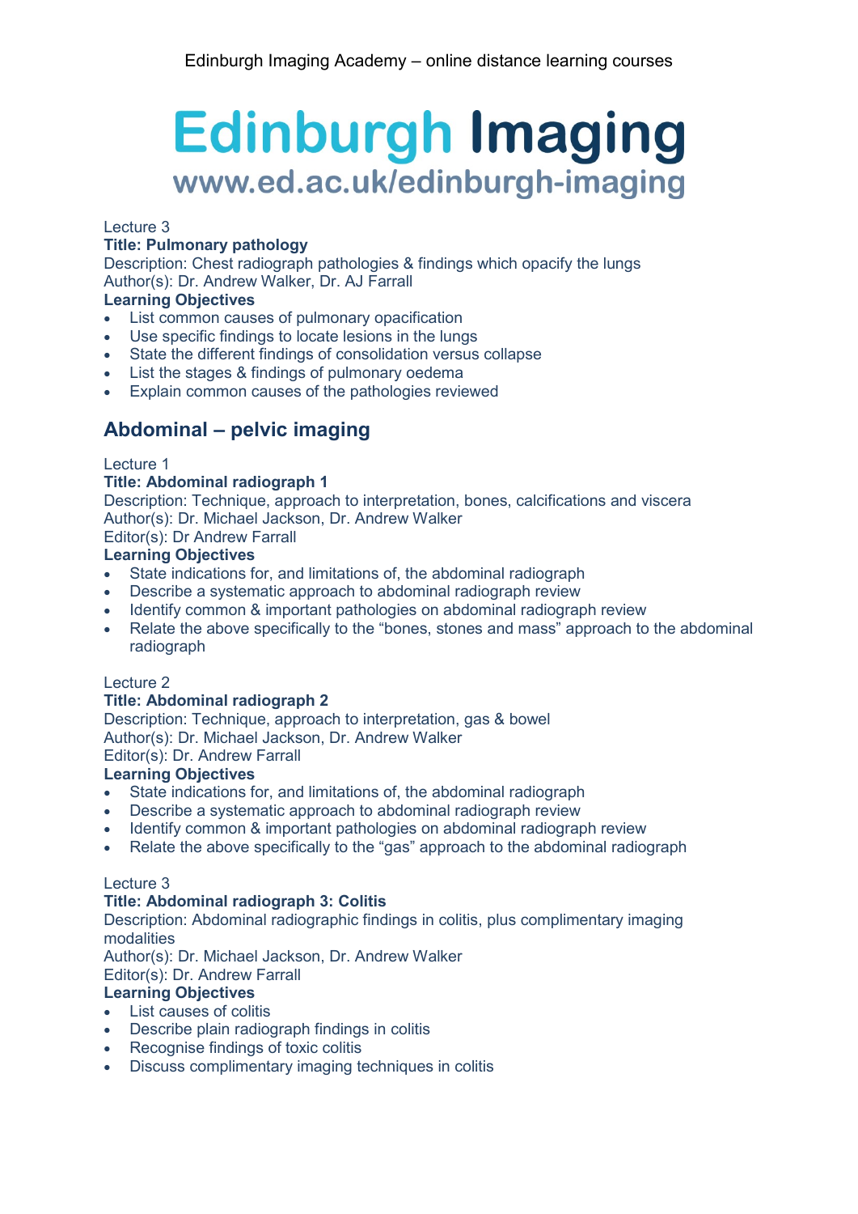Lecture 3

**Title: Pulmonary pathology**

Description: Chest radiograph pathologies & findings which opacify the lungs

Author(s): Dr. Andrew Walker, Dr. AJ Farrall

**Learning Objectives**

- List common causes of pulmonary opacification
- Use specific findings to locate lesions in the lungs
- State the different findings of consolidation versus collapse
- List the stages & findings of pulmonary oedema
- Explain common causes of the pathologies reviewed

## Abdominal – pelvic imaging

Lecture 1

**Title: Abdominal radiograph 1**

Description: Technique, approach to interpretation, bones, calcifications and viscera

Author(s): Dr. Michael Jackson, Dr. Andrew Walker

Editor(s): Dr Andrew Farrall

**Learning Objectives**

- State indications for, and limitations of, the abdominal radiograph
- Describe a systematic approach to abdominal radiograph review
- Identify common & important pathologies on abdominal radiograph review
- Relate the above specifically to the "bones, stones and mass" approach to the abdominal radiograph

Lecture 2

**Title: Abdominal radiograph 2**

Description: Technique, approach to interpretation, gas & bowel

Author(s): Dr. Michael Jackson, Dr. Andrew Walker

Editor(s): Dr. Andrew Farrall

**Learning Objectives**

- State indications for, and limitations of, the abdominal radiograph
- Describe a systematic approach to abdominal radiograph review
- Identify common & important pathologies on abdominal radiograph review
- Relate the above specifically to the "gas" approach to the abdominal radiograph

Lecture 3

**Title: Abdominal radiograph 3: Colitis**

Description: Abdominal radiographic findings in colitis, plus complimentary imaging modalities

Author(s): Dr. Michael Jackson, Dr. Andrew Walker

Editor(s): Dr. Andrew Farrall

**Learning Objectives**

- List causes of colitis
- Describe plain radiograph findings in colitis
- Recognise findings of toxic colitis
- Discuss complimentary imaging techniques in colitis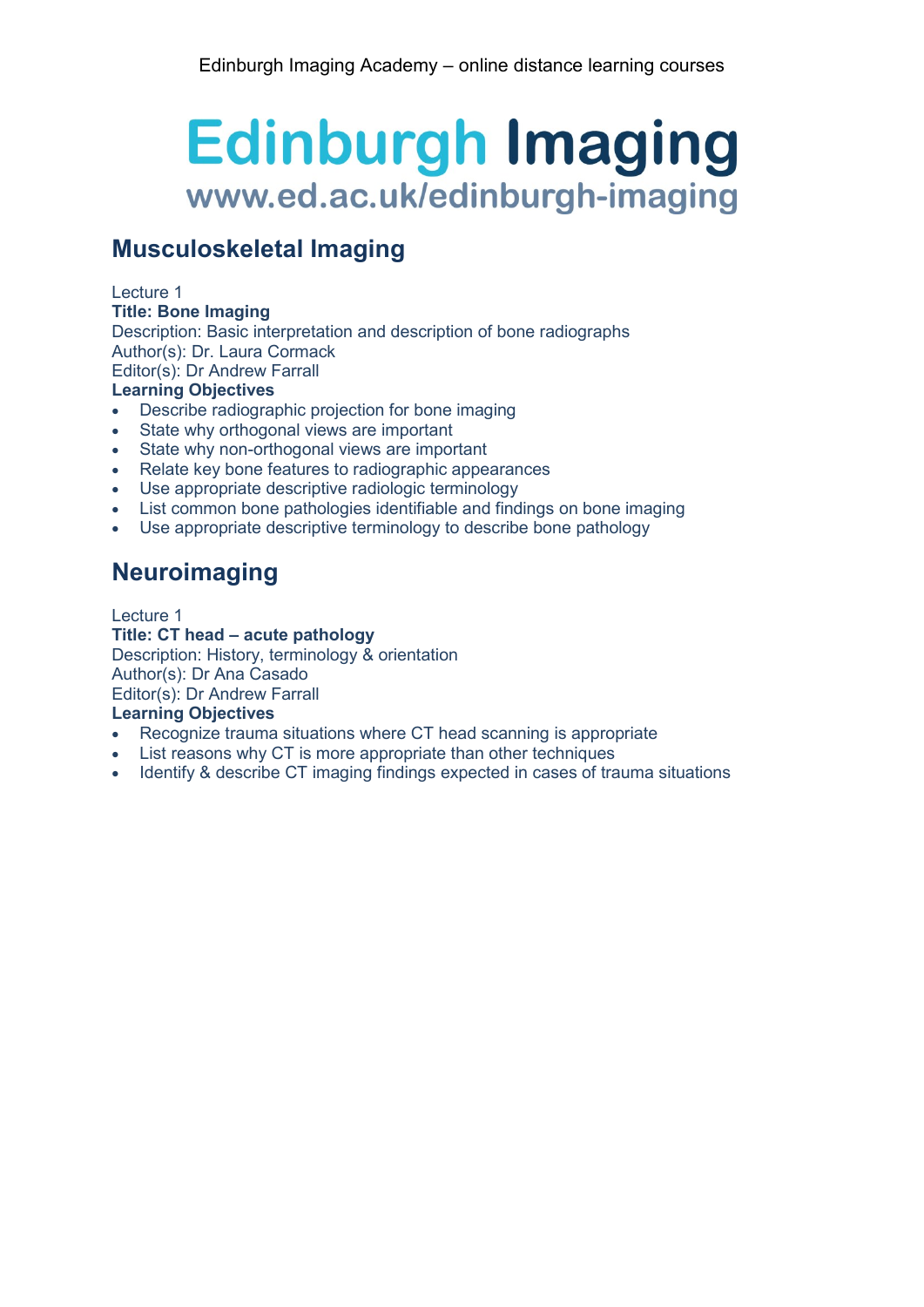## Musculoskeletal Imaging

Lecture 1
**Title: Bone Imaging**
Description: Basic interpretation and description of bone radiographs
Author(s): Dr. Laura Cormack
Editor(s): Dr Andrew Farrall
**Learning Objectives**

- Describe radiographic projection for bone imaging
- State why orthogonal views are important
- State why non-orthogonal views are important
- Relate key bone features to radiographic appearances
- Use appropriate descriptive radiologic terminology
- List common bone pathologies identifiable and findings on bone imaging
- Use appropriate descriptive terminology to describe bone pathology

## Neuroimaging

Lecture 1
**Title: CT head – acute pathology**
Description: History, terminology & orientation
Author(s): Dr Ana Casado
Editor(s): Dr Andrew Farrall
**Learning Objectives**

- Recognize trauma situations where CT head scanning is appropriate
- List reasons why CT is more appropriate than other techniques
- Identify & describe CT imaging findings expected in cases of trauma situations